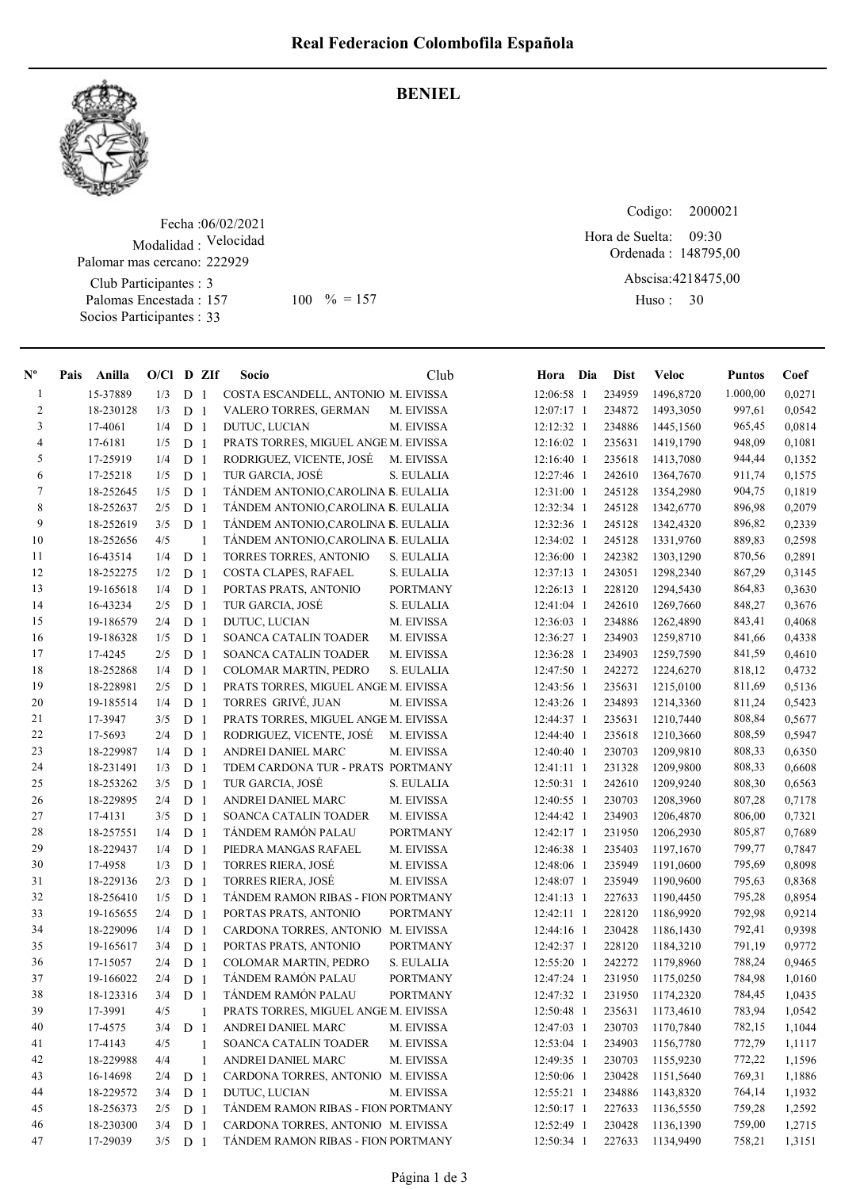# Real Federacion Colombofila Española

## BENIEL

Fecha :06/02/2021
Modalidad : Velocidad
Palomar mas cercano: 222929
Club Participantes : 3
Palomas Encestada : 157 100 % = 157
Socios Participantes : 33

Codigo: 2000021
Hora de Suelta: 09:30
Ordenada : 148795,00
Abscisa:4218475,00
Huso : 30

| Nº | Pais | Anilla | O/Cl | D | ZIf | Socio | Club | Hora | Dia | Dist | Veloc | Puntos | Coef |
|---|---|---|---|---|---|---|---|---|---|---|---|---|---|
| 1 | | 15-37889 | 1/3 | D | 1 | COSTA ESCANDELL, ANTONIO | M. EIVISSA | 12:06:58 | 1 | 234959 | 1496,8720 | 1.000,00 | 0,0271 |
| 2 | | 18-230128 | 1/3 | D | 1 | VALERO TORRES, GERMAN | M. EIVISSA | 12:07:17 | 1 | 234872 | 1493,3050 | 997,61 | 0,0542 |
| 3 | | 17-4061 | 1/4 | D | 1 | DUTUC, LUCIAN | M. EIVISSA | 12:12:32 | 1 | 234886 | 1445,1560 | 965,45 | 0,0814 |
| 4 | | 17-6181 | 1/5 | D | 1 | PRATS TORRES, MIGUEL ANGE | M. EIVISSA | 12:16:02 | 1 | 235631 | 1419,1790 | 948,09 | 0,1081 |
| 5 | | 17-25919 | 1/4 | D | 1 | RODRIGUEZ, VICENTE, JOSÉ | M. EIVISSA | 12:16:40 | 1 | 235618 | 1413,7080 | 944,44 | 0,1352 |
| 6 | | 17-25218 | 1/5 | D | 1 | TUR GARCIA, JOSÉ | S. EULALIA | 12:27:46 | 1 | 242610 | 1364,7670 | 911,74 | 0,1575 |
| 7 | | 18-252645 | 1/5 | D | 1 | TÁNDEM ANTONIO,CAROLINA E | S. EULALIA | 12:31:00 | 1 | 245128 | 1354,2980 | 904,75 | 0,1819 |
| 8 | | 18-252637 | 2/5 | D | 1 | TÁNDEM ANTONIO,CAROLINA E | S. EULALIA | 12:32:34 | 1 | 245128 | 1342,6770 | 896,98 | 0,2079 |
| 9 | | 18-252619 | 3/5 | D | 1 | TÁNDEM ANTONIO,CAROLINA E | S. EULALIA | 12:32:36 | 1 | 245128 | 1342,4320 | 896,82 | 0,2339 |
| 10 | | 18-252656 | 4/5 | | 1 | TÁNDEM ANTONIO,CAROLINA E | S. EULALIA | 12:34:02 | 1 | 245128 | 1331,9760 | 889,83 | 0,2598 |
| 11 | | 16-43514 | 1/4 | D | 1 | TORRES TORRES, ANTONIO | S. EULALIA | 12:36:00 | 1 | 242382 | 1303,1290 | 870,56 | 0,2891 |
| 12 | | 18-252275 | 1/2 | D | 1 | COSTA CLAPES, RAFAEL | S. EULALIA | 12:37:13 | 1 | 243051 | 1298,2340 | 867,29 | 0,3145 |
| 13 | | 19-165618 | 1/4 | D | 1 | PORTAS PRATS, ANTONIO | PORTMANY | 12:26:13 | 1 | 228120 | 1294,5430 | 864,83 | 0,3630 |
| 14 | | 16-43234 | 2/5 | D | 1 | TUR GARCIA, JOSÉ | S. EULALIA | 12:41:04 | 1 | 242610 | 1269,7660 | 848,27 | 0,3676 |
| 15 | | 19-186579 | 2/4 | D | 1 | DUTUC, LUCIAN | M. EIVISSA | 12:36:03 | 1 | 234886 | 1262,4890 | 843,41 | 0,4068 |
| 16 | | 19-186328 | 1/5 | D | 1 | SOANCA CATALIN TOADER | M. EIVISSA | 12:36:27 | 1 | 234903 | 1259,8710 | 841,66 | 0,4338 |
| 17 | | 17-4245 | 2/5 | D | 1 | SOANCA CATALIN TOADER | M. EIVISSA | 12:36:28 | 1 | 234903 | 1259,7590 | 841,59 | 0,4610 |
| 18 | | 18-252868 | 1/4 | D | 1 | COLOMAR MARTIN, PEDRO | S. EULALIA | 12:47:50 | 1 | 242272 | 1224,6270 | 818,12 | 0,4732 |
| 19 | | 18-228981 | 2/5 | D | 1 | PRATS TORRES, MIGUEL ANGE | M. EIVISSA | 12:43:56 | 1 | 235631 | 1215,0100 | 811,69 | 0,5136 |
| 20 | | 19-185514 | 1/4 | D | 1 | TORRES GRIVÉ, JUAN | M. EIVISSA | 12:43:26 | 1 | 234893 | 1214,3360 | 811,24 | 0,5423 |
| 21 | | 17-3947 | 3/5 | D | 1 | PRATS TORRES, MIGUEL ANGE | M. EIVISSA | 12:44:37 | 1 | 235631 | 1210,7440 | 808,84 | 0,5677 |
| 22 | | 17-5693 | 2/4 | D | 1 | RODRIGUEZ, VICENTE, JOSÉ | M. EIVISSA | 12:44:40 | 1 | 235618 | 1210,3660 | 808,59 | 0,5947 |
| 23 | | 18-229987 | 1/4 | D | 1 | ANDREI DANIEL MARC | M. EIVISSA | 12:40:40 | 1 | 230703 | 1209,9810 | 808,33 | 0,6350 |
| 24 | | 18-231491 | 1/3 | D | 1 | TDEM CARDONA TUR - PRATS | PORTMANY | 12:41:11 | 1 | 231328 | 1209,9800 | 808,33 | 0,6608 |
| 25 | | 18-253262 | 3/5 | D | 1 | TUR GARCIA, JOSÉ | S. EULALIA | 12:50:31 | 1 | 242610 | 1209,9240 | 808,30 | 0,6563 |
| 26 | | 18-229895 | 2/4 | D | 1 | ANDREI DANIEL MARC | M. EIVISSA | 12:40:55 | 1 | 230703 | 1208,3960 | 807,28 | 0,7178 |
| 27 | | 17-4131 | 3/5 | D | 1 | SOANCA CATALIN TOADER | M. EIVISSA | 12:44:42 | 1 | 234903 | 1206,4870 | 806,00 | 0,7321 |
| 28 | | 18-257551 | 1/4 | D | 1 | TÁNDEM RAMÓN PALAU | PORTMANY | 12:42:17 | 1 | 231950 | 1206,2930 | 805,87 | 0,7689 |
| 29 | | 18-229437 | 1/4 | D | 1 | PIEDRA MANGAS RAFAEL | M. EIVISSA | 12:46:38 | 1 | 235403 | 1197,1670 | 799,77 | 0,7847 |
| 30 | | 17-4958 | 1/3 | D | 1 | TORRES RIERA, JOSÉ | M. EIVISSA | 12:48:06 | 1 | 235949 | 1191,0600 | 795,69 | 0,8098 |
| 31 | | 18-229136 | 2/3 | D | 1 | TORRES RIERA, JOSÉ | M. EIVISSA | 12:48:07 | 1 | 235949 | 1190,9600 | 795,63 | 0,8368 |
| 32 | | 18-256410 | 1/5 | D | 1 | TÁNDEM RAMON RIBAS - FION | PORTMANY | 12:41:13 | 1 | 227633 | 1190,4450 | 795,28 | 0,8954 |
| 33 | | 19-165655 | 2/4 | D | 1 | PORTAS PRATS, ANTONIO | PORTMANY | 12:42:11 | 1 | 228120 | 1186,9920 | 792,98 | 0,9214 |
| 34 | | 18-229096 | 1/4 | D | 1 | CARDONA TORRES, ANTONIO | M. EIVISSA | 12:44:16 | 1 | 230428 | 1186,1430 | 792,41 | 0,9398 |
| 35 | | 19-165617 | 3/4 | D | 1 | PORTAS PRATS, ANTONIO | PORTMANY | 12:42:37 | 1 | 228120 | 1184,3210 | 791,19 | 0,9772 |
| 36 | | 17-15057 | 2/4 | D | 1 | COLOMAR MARTIN, PEDRO | S. EULALIA | 12:55:20 | 1 | 242272 | 1179,8960 | 788,24 | 0,9465 |
| 37 | | 19-166022 | 2/4 | D | 1 | TÁNDEM RAMÓN PALAU | PORTMANY | 12:47:24 | 1 | 231950 | 1175,0250 | 784,98 | 1,0160 |
| 38 | | 18-123316 | 3/4 | D | 1 | TÁNDEM RAMÓN PALAU | PORTMANY | 12:47:32 | 1 | 231950 | 1174,2320 | 784,45 | 1,0435 |
| 39 | | 17-3991 | 4/5 | | 1 | PRATS TORRES, MIGUEL ANGE | M. EIVISSA | 12:50:48 | 1 | 235631 | 1173,4610 | 783,94 | 1,0542 |
| 40 | | 17-4575 | 3/4 | D | 1 | ANDREI DANIEL MARC | M. EIVISSA | 12:47:03 | 1 | 230703 | 1170,7840 | 782,15 | 1,1044 |
| 41 | | 17-4143 | 4/5 | | 1 | SOANCA CATALIN TOADER | M. EIVISSA | 12:53:04 | 1 | 234903 | 1156,7780 | 772,79 | 1,1117 |
| 42 | | 18-229988 | 4/4 | | 1 | ANDREI DANIEL MARC | M. EIVISSA | 12:49:35 | 1 | 230703 | 1155,9230 | 772,22 | 1,1596 |
| 43 | | 16-14698 | 2/4 | D | 1 | CARDONA TORRES, ANTONIO | M. EIVISSA | 12:50:06 | 1 | 230428 | 1151,5640 | 769,31 | 1,1886 |
| 44 | | 18-229572 | 3/4 | D | 1 | DUTUC, LUCIAN | M. EIVISSA | 12:55:21 | 1 | 234886 | 1143,8320 | 764,14 | 1,1932 |
| 45 | | 18-256373 | 2/5 | D | 1 | TÁNDEM RAMON RIBAS - FION | PORTMANY | 12:50:17 | 1 | 227633 | 1136,5550 | 759,28 | 1,2592 |
| 46 | | 18-230300 | 3/4 | D | 1 | CARDONA TORRES, ANTONIO | M. EIVISSA | 12:52:49 | 1 | 230428 | 1136,1390 | 759,00 | 1,2715 |
| 47 | | 17-29039 | 3/5 | D | 1 | TÁNDEM RAMON RIBAS - FION | PORTMANY | 12:50:34 | 1 | 227633 | 1134,9490 | 758,21 | 1,3151 |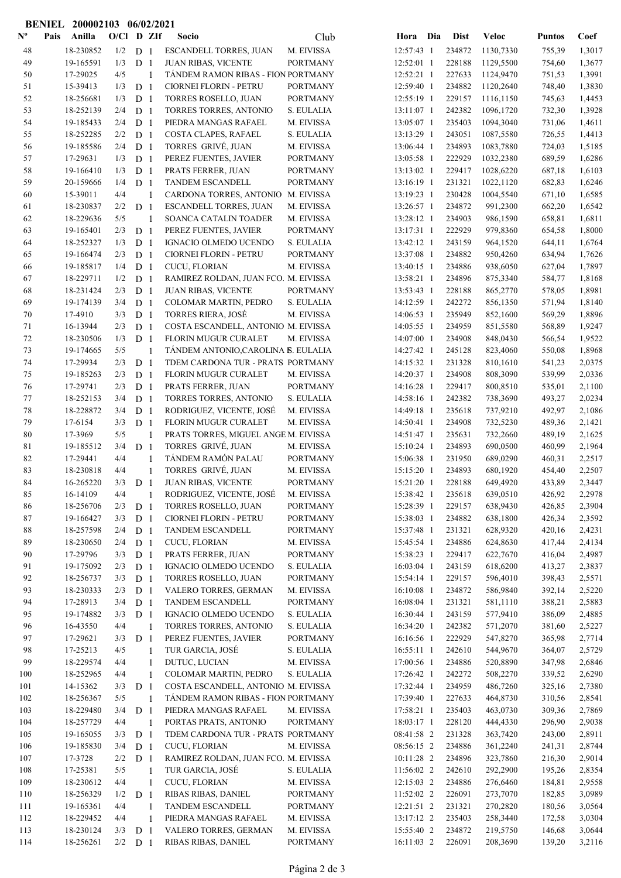**BENIEL 200002103 06/02/2021**

| Nº | Pais | Anilla | O/Cl | D | ZIf | Socio | Club | Hora | Dia | Dist | Veloc | Puntos | Coef |
|---|---|---|---|---|---|---|---|---|---|---|---|---|---|
| 48 | | 18-230852 | 1/2 | D | 1 | ESCANDELL TORRES, JUAN | M. EIVISSA | 12:57:43 | 1 | 234872 | 1130,7330 | 755,39 | 1,3017 |
| 49 | | 19-165591 | 1/3 | D | 1 | JUAN RIBAS, VICENTE | PORTMANY | 12:52:01 | 1 | 228188 | 1129,5500 | 754,60 | 1,3677 |
| 50 | | 17-29025 | 4/5 | | 1 | TÁNDEM RAMON RIBAS - FION | PORTMANY | 12:52:21 | 1 | 227633 | 1124,9470 | 751,53 | 1,3991 |
| 51 | | 15-39413 | 1/3 | D | 1 | CIORNEI FLORIN - PETRU | PORTMANY | 12:59:40 | 1 | 234882 | 1120,2640 | 748,40 | 1,3830 |
| 52 | | 18-256681 | 1/3 | D | 1 | TORRES ROSELLO, JUAN | PORTMANY | 12:55:19 | 1 | 229157 | 1116,1150 | 745,63 | 1,4453 |
| 53 | | 18-252139 | 2/4 | D | 1 | TORRES TORRES, ANTONIO | S. EULALIA | 13:11:07 | 1 | 242382 | 1096,1720 | 732,30 | 1,3928 |
| 54 | | 19-185433 | 2/4 | D | 1 | PIEDRA MANGAS RAFAEL | M. EIVISSA | 13:05:07 | 1 | 235403 | 1094,3040 | 731,06 | 1,4611 |
| 55 | | 18-252285 | 2/2 | D | 1 | COSTA CLAPES, RAFAEL | S. EULALIA | 13:13:29 | 1 | 243051 | 1087,5580 | 726,55 | 1,4413 |
| 56 | | 19-185586 | 2/4 | D | 1 | TORRES GRIVÉ, JUAN | M. EIVISSA | 13:06:44 | 1 | 234893 | 1083,7880 | 724,03 | 1,5185 |
| 57 | | 17-29631 | 1/3 | D | 1 | PEREZ FUENTES, JAVIER | PORTMANY | 13:05:58 | 1 | 222929 | 1032,2380 | 689,59 | 1,6286 |
| 58 | | 19-166410 | 1/3 | D | 1 | PRATS FERRER, JUAN | PORTMANY | 13:13:02 | 1 | 229417 | 1028,6220 | 687,18 | 1,6103 |
| 59 | | 20-159666 | 1/4 | D | 1 | TANDEM ESCANDELL | PORTMANY | 13:16:19 | 1 | 231321 | 1022,1120 | 682,83 | 1,6246 |
| 60 | | 15-39011 | 4/4 | | 1 | CARDONA TORRES, ANTONIO | M. EIVISSA | 13:19:23 | 1 | 230428 | 1004,5540 | 671,10 | 1,6585 |
| 61 | | 18-230837 | 2/2 | D | 1 | ESCANDELL TORRES, JUAN | M. EIVISSA | 13:26:57 | 1 | 234872 | 991,2300 | 662,20 | 1,6542 |
| 62 | | 18-229636 | 5/5 | | 1 | SOANCA CATALIN TOADER | M. EIVISSA | 13:28:12 | 1 | 234903 | 986,1590 | 658,81 | 1,6811 |
| 63 | | 19-165401 | 2/3 | D | 1 | PEREZ FUENTES, JAVIER | PORTMANY | 13:17:31 | 1 | 222929 | 979,8360 | 654,58 | 1,8000 |
| 64 | | 18-252327 | 1/3 | D | 1 | IGNACIO OLMEDO UCENDO | S. EULALIA | 13:42:12 | 1 | 243159 | 964,1520 | 644,11 | 1,6764 |
| 65 | | 19-166474 | 2/3 | D | 1 | CIORNEI FLORIN - PETRU | PORTMANY | 13:37:08 | 1 | 234882 | 950,4260 | 634,94 | 1,7626 |
| 66 | | 19-185817 | 1/4 | D | 1 | CUCU, FLORIAN | M. EIVISSA | 13:40:15 | 1 | 234886 | 938,6050 | 627,04 | 1,7897 |
| 67 | | 18-229711 | 1/2 | D | 1 | RAMIREZ ROLDAN, JUAN FCO. | M. EIVISSA | 13:58:21 | 1 | 234896 | 875,3340 | 584,77 | 1,8168 |
| 68 | | 18-231424 | 2/3 | D | 1 | JUAN RIBAS, VICENTE | PORTMANY | 13:53:43 | 1 | 228188 | 865,2770 | 578,05 | 1,8981 |
| 69 | | 19-174139 | 3/4 | D | 1 | COLOMAR MARTIN, PEDRO | S. EULALIA | 14:12:59 | 1 | 242272 | 856,1350 | 571,94 | 1,8140 |
| 70 | | 17-4910 | 3/3 | D | 1 | TORRES RIERA, JOSÉ | M. EIVISSA | 14:06:53 | 1 | 235949 | 852,1600 | 569,29 | 1,8896 |
| 71 | | 16-13944 | 2/3 | D | 1 | COSTA ESCANDELL, ANTONIO | M. EIVISSA | 14:05:55 | 1 | 234959 | 851,5580 | 568,89 | 1,9247 |
| 72 | | 18-230506 | 1/3 | D | 1 | FLORIN MUGUR CURALET | M. EIVISSA | 14:07:00 | 1 | 234908 | 848,0430 | 566,54 | 1,9522 |
| 73 | | 19-174665 | 5/5 | | 1 | TÁNDEM ANTONIO,CAROLINA B | S. EULALIA | 14:27:42 | 1 | 245128 | 823,4060 | 550,08 | 1,8968 |
| 74 | | 17-29934 | 2/3 | D | 1 | TDEM CARDONA TUR - PRATS | PORTMANY | 14:15:32 | 1 | 231328 | 810,1610 | 541,23 | 2,0375 |
| 75 | | 19-185263 | 2/3 | D | 1 | FLORIN MUGUR CURALET | M. EIVISSA | 14:20:37 | 1 | 234908 | 808,3090 | 539,99 | 2,0336 |
| 76 | | 17-29741 | 2/3 | D | 1 | PRATS FERRER, JUAN | PORTMANY | 14:16:28 | 1 | 229417 | 800,8510 | 535,01 | 2,1100 |
| 77 | | 18-252153 | 3/4 | D | 1 | TORRES TORRES, ANTONIO | S. EULALIA | 14:58:16 | 1 | 242382 | 738,3690 | 493,27 | 2,0234 |
| 78 | | 18-228872 | 3/4 | D | 1 | RODRIGUEZ, VICENTE, JOSÉ | M. EIVISSA | 14:49:18 | 1 | 235618 | 737,9210 | 492,97 | 2,1086 |
| 79 | | 17-6154 | 3/3 | D | 1 | FLORIN MUGUR CURALET | M. EIVISSA | 14:50:41 | 1 | 234908 | 732,5230 | 489,36 | 2,1421 |
| 80 | | 17-3969 | 5/5 | | 1 | PRATS TORRES, MIGUEL ANGE | M. EIVISSA | 14:51:47 | 1 | 235631 | 732,2660 | 489,19 | 2,1625 |
| 81 | | 19-185512 | 3/4 | D | 1 | TORRES GRIVÉ, JUAN | M. EIVISSA | 15:10:24 | 1 | 234893 | 690,0500 | 460,99 | 2,1964 |
| 82 | | 17-29441 | 4/4 | | 1 | TÁNDEM RAMÓN PALAU | PORTMANY | 15:06:38 | 1 | 231950 | 689,0290 | 460,31 | 2,2517 |
| 83 | | 18-230818 | 4/4 | | 1 | TORRES GRIVÉ, JUAN | M. EIVISSA | 15:15:20 | 1 | 234893 | 680,1920 | 454,40 | 2,2507 |
| 84 | | 16-265220 | 3/3 | D | 1 | JUAN RIBAS, VICENTE | PORTMANY | 15:21:20 | 1 | 228188 | 649,4920 | 433,89 | 2,3447 |
| 85 | | 16-14109 | 4/4 | | 1 | RODRIGUEZ, VICENTE, JOSÉ | M. EIVISSA | 15:38:42 | 1 | 235618 | 639,0510 | 426,92 | 2,2978 |
| 86 | | 18-256706 | 2/3 | D | 1 | TORRES ROSELLO, JUAN | PORTMANY | 15:28:39 | 1 | 229157 | 638,9430 | 426,85 | 2,3904 |
| 87 | | 19-166427 | 3/3 | D | 1 | CIORNEI FLORIN - PETRU | PORTMANY | 15:38:03 | 1 | 234882 | 638,1800 | 426,34 | 2,3592 |
| 88 | | 18-257598 | 2/4 | D | 1 | TANDEM ESCANDELL | PORTMANY | 15:37:48 | 1 | 231321 | 628,9320 | 420,16 | 2,4231 |
| 89 | | 18-230650 | 2/4 | D | 1 | CUCU, FLORIAN | M. EIVISSA | 15:45:54 | 1 | 234886 | 624,8630 | 417,44 | 2,4134 |
| 90 | | 17-29796 | 3/3 | D | 1 | PRATS FERRER, JUAN | PORTMANY | 15:38:23 | 1 | 229417 | 622,7670 | 416,04 | 2,4987 |
| 91 | | 19-175092 | 2/3 | D | 1 | IGNACIO OLMEDO UCENDO | S. EULALIA | 16:03:04 | 1 | 243159 | 618,6200 | 413,27 | 2,3837 |
| 92 | | 18-256737 | 3/3 | D | 1 | TORRES ROSELLO, JUAN | PORTMANY | 15:54:14 | 1 | 229157 | 596,4010 | 398,43 | 2,5571 |
| 93 | | 18-230333 | 2/3 | D | 1 | VALERO TORRES, GERMAN | M. EIVISSA | 16:10:08 | 1 | 234872 | 586,9840 | 392,14 | 2,5220 |
| 94 | | 17-28913 | 3/4 | D | 1 | TANDEM ESCANDELL | PORTMANY | 16:08:04 | 1 | 231321 | 581,1110 | 388,21 | 2,5883 |
| 95 | | 19-174882 | 3/3 | D | 1 | IGNACIO OLMEDO UCENDO | S. EULALIA | 16:30:44 | 1 | 243159 | 577,9410 | 386,09 | 2,4885 |
| 96 | | 16-43550 | 4/4 | | 1 | TORRES TORRES, ANTONIO | S. EULALIA | 16:34:20 | 1 | 242382 | 571,2070 | 381,60 | 2,5227 |
| 97 | | 17-29621 | 3/3 | D | 1 | PEREZ FUENTES, JAVIER | PORTMANY | 16:16:56 | 1 | 222929 | 547,8270 | 365,98 | 2,7714 |
| 98 | | 17-25213 | 4/5 | | 1 | TUR GARCIA, JOSÉ | S. EULALIA | 16:55:11 | 1 | 242610 | 544,9670 | 364,07 | 2,5729 |
| 99 | | 18-229574 | 4/4 | | 1 | DUTUC, LUCIAN | M. EIVISSA | 17:00:56 | 1 | 234886 | 520,8890 | 347,98 | 2,6846 |
| 100 | | 18-252965 | 4/4 | | 1 | COLOMAR MARTIN, PEDRO | S. EULALIA | 17:26:42 | 1 | 242272 | 508,2270 | 339,52 | 2,6290 |
| 101 | | 14-15362 | 3/3 | D | 1 | COSTA ESCANDELL, ANTONIO | M. EIVISSA | 17:32:44 | 1 | 234959 | 486,7260 | 325,16 | 2,7380 |
| 102 | | 18-256367 | 5/5 | | 1 | TÁNDEM RAMON RIBAS - FION | PORTMANY | 17:39:40 | 1 | 227633 | 464,8730 | 310,56 | 2,8541 |
| 103 | | 18-229480 | 3/4 | D | 1 | PIEDRA MANGAS RAFAEL | M. EIVISSA | 17:58:21 | 1 | 235403 | 463,0730 | 309,36 | 2,7869 |
| 104 | | 18-257729 | 4/4 | | 1 | PORTAS PRATS, ANTONIO | PORTMANY | 18:03:17 | 1 | 228120 | 444,4330 | 296,90 | 2,9038 |
| 105 | | 19-165055 | 3/3 | D | 1 | TDEM CARDONA TUR - PRATS | PORTMANY | 08:41:58 | 2 | 231328 | 363,7420 | 243,00 | 2,8911 |
| 106 | | 19-185830 | 3/4 | D | 1 | CUCU, FLORIAN | M. EIVISSA | 08:56:15 | 2 | 234886 | 361,2240 | 241,31 | 2,8744 |
| 107 | | 17-3728 | 2/2 | D | 1 | RAMIREZ ROLDAN, JUAN FCO. | M. EIVISSA | 10:11:28 | 2 | 234896 | 323,7860 | 216,30 | 2,9014 |
| 108 | | 17-25381 | 5/5 | | 1 | TUR GARCIA, JOSÉ | S. EULALIA | 11:56:02 | 2 | 242610 | 292,2900 | 195,26 | 2,8354 |
| 109 | | 18-230612 | 4/4 | | 1 | CUCU, FLORIAN | M. EIVISSA | 12:15:03 | 2 | 234886 | 276,6460 | 184,81 | 2,9558 |
| 110 | | 18-256329 | 1/2 | D | 1 | RIBAS RIBAS, DANIEL | PORTMANY | 11:52:02 | 2 | 226091 | 273,7070 | 182,85 | 3,0989 |
| 111 | | 19-165361 | 4/4 | | 1 | TANDEM ESCANDELL | PORTMANY | 12:21:51 | 2 | 231321 | 270,2820 | 180,56 | 3,0564 |
| 112 | | 18-229452 | 4/4 | | 1 | PIEDRA MANGAS RAFAEL | M. EIVISSA | 13:17:12 | 2 | 235403 | 258,3440 | 172,58 | 3,0304 |
| 113 | | 18-230124 | 3/3 | D | 1 | VALERO TORRES, GERMAN | M. EIVISSA | 15:55:40 | 2 | 234872 | 219,5750 | 146,68 | 3,0644 |
| 114 | | 18-256261 | 2/2 | D | 1 | RIBAS RIBAS, DANIEL | PORTMANY | 16:11:03 | 2 | 226091 | 208,3690 | 139,20 | 3,2116 |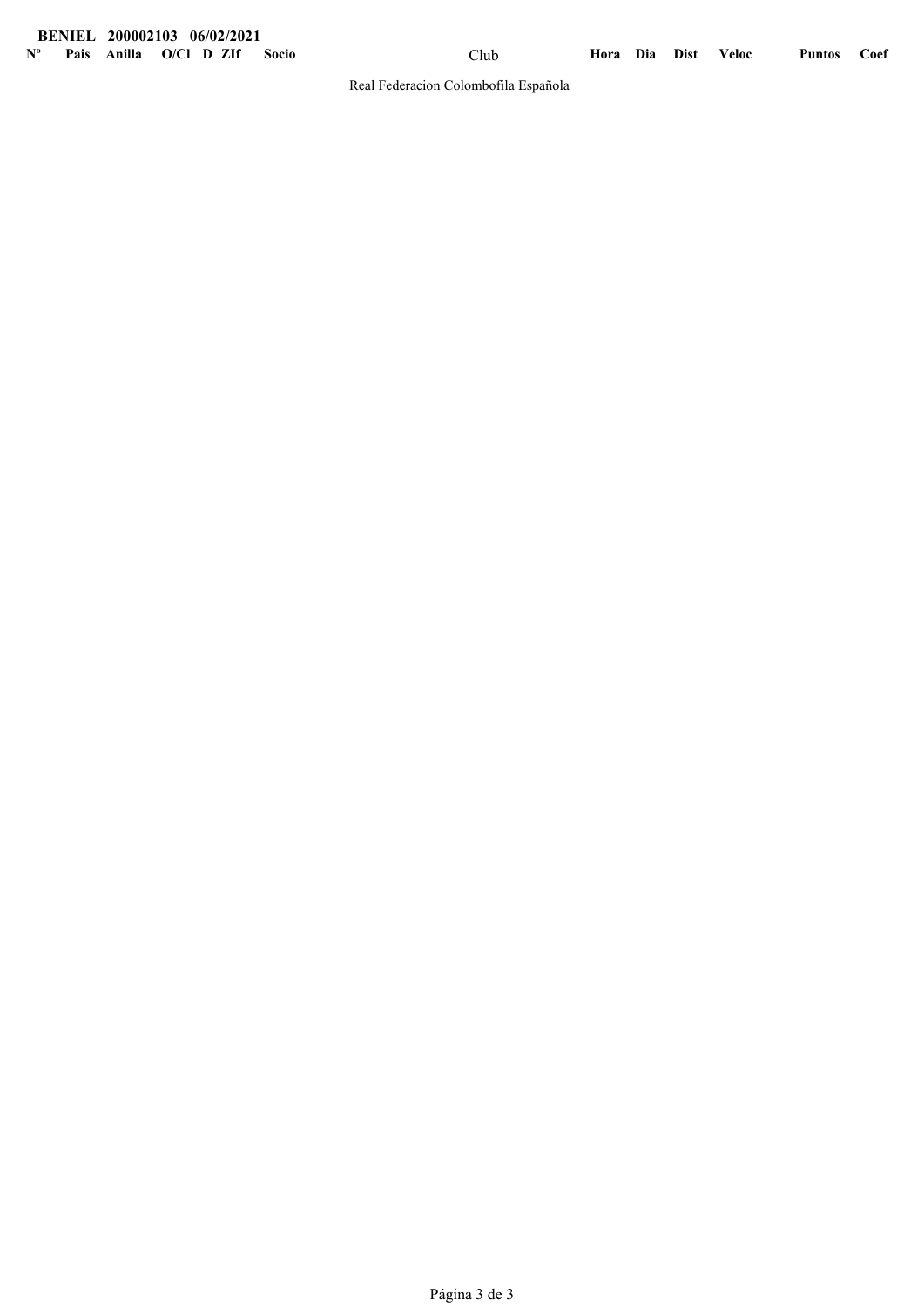**BENIEL 200002103 06/02/2021**

| Nº | Pais | Anilla | O/Cl | D | ZIf | Socio | Club | Hora | Dia | Dist | Veloc | Puntos | Coef |
|---|---|---|---|---|---|---|---|---|---|---|---|---|---|

Real Federacion Colombofila Española